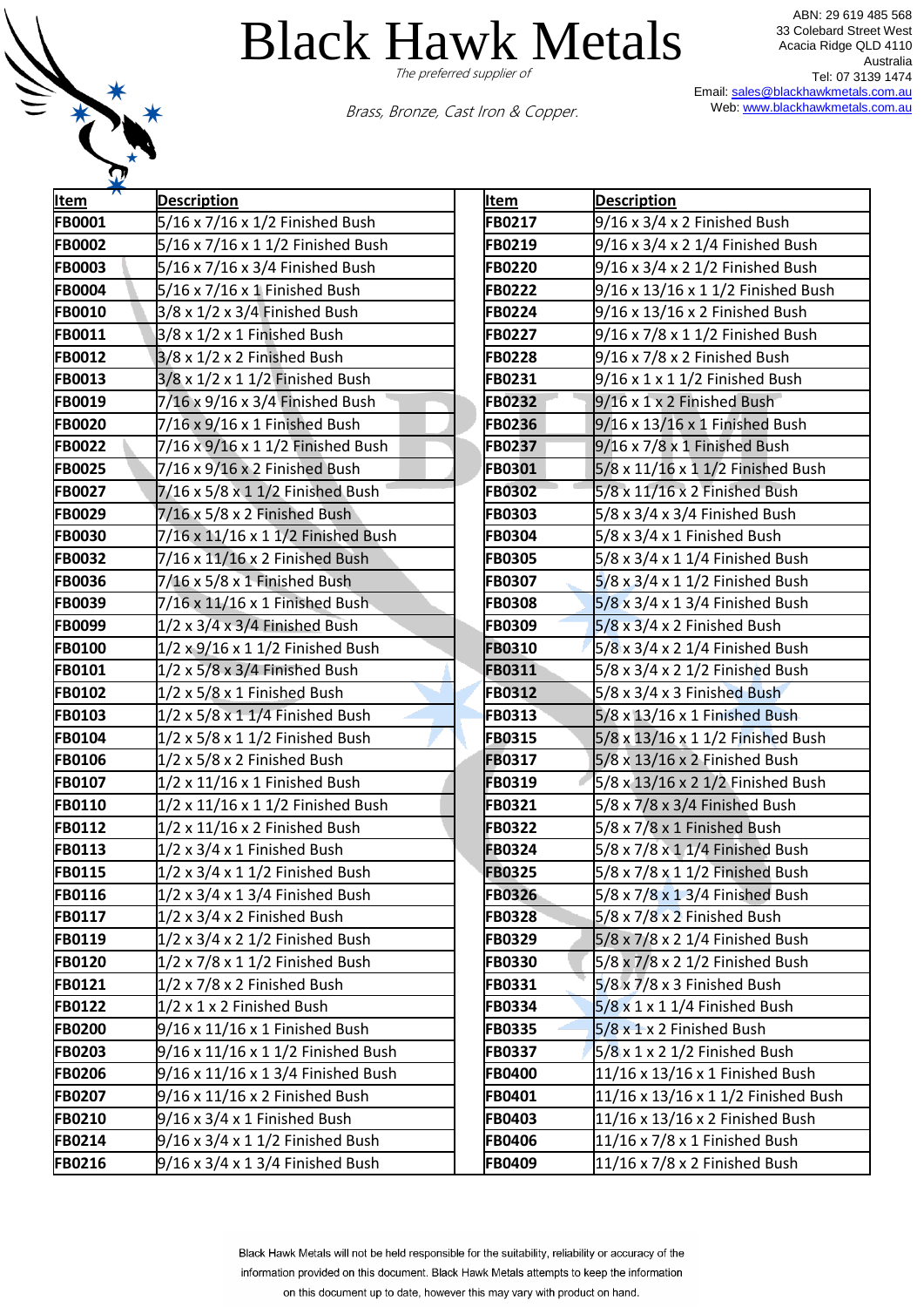# Black Hawk Metals

*The preferred supplier of*

*Brass, Bronze, Cast Iron & Copper.*

ABN: 29 619 485 568
33 Colebard Street West
Acacia Ridge QLD 4110
Australia
Tel: 07 3139 1474
Email: sales@blackhawkmetals.com.au
Web: www.blackhawkmetals.com.au

| Item | Description |
|---|---|
| FB0001 | 5/16 x 7/16 x 1/2 Finished Bush |
| FB0002 | 5/16 x 7/16 x 1 1/2 Finished Bush |
| FB0003 | 5/16 x 7/16 x 3/4 Finished Bush |
| FB0004 | 5/16 x 7/16 x 1 Finished Bush |
| FB0010 | 3/8 x 1/2 x 3/4 Finished Bush |
| FB0011 | 3/8 x 1/2 x 1 Finished Bush |
| FB0012 | 3/8 x 1/2 x 2 Finished Bush |
| FB0013 | 3/8 x 1/2 x 1 1/2 Finished Bush |
| FB0019 | 7/16 x 9/16 x 3/4 Finished Bush |
| FB0020 | 7/16 x 9/16 x 1 Finished Bush |
| FB0022 | 7/16 x 9/16 x 1 1/2 Finished Bush |
| FB0025 | 7/16 x 9/16 x 2 Finished Bush |
| FB0027 | 7/16 x 5/8 x 1 1/2 Finished Bush |
| FB0029 | 7/16 x 5/8 x 2 Finished Bush |
| FB0030 | 7/16 x 11/16 x 1 1/2 Finished Bush |
| FB0032 | 7/16 x 11/16 x 2 Finished Bush |
| FB0036 | 7/16 x 5/8 x 1 Finished Bush |
| FB0039 | 7/16 x 11/16 x 1 Finished Bush |
| FB0099 | 1/2 x 3/4 x 3/4 Finished Bush |
| FB0100 | 1/2 x 9/16 x 1 1/2 Finished Bush |
| FB0101 | 1/2 x 5/8 x 3/4 Finished Bush |
| FB0102 | 1/2 x 5/8 x 1 Finished Bush |
| FB0103 | 1/2 x 5/8 x 1 1/4 Finished Bush |
| FB0104 | 1/2 x 5/8 x 1 1/2 Finished Bush |
| FB0106 | 1/2 x 5/8 x 2 Finished Bush |
| FB0107 | 1/2 x 11/16 x 1 Finished Bush |
| FB0110 | 1/2 x 11/16 x 1 1/2 Finished Bush |
| FB0112 | 1/2 x 11/16 x 2 Finished Bush |
| FB0113 | 1/2 x 3/4 x 1 Finished Bush |
| FB0115 | 1/2 x 3/4 x 1 1/2 Finished Bush |
| FB0116 | 1/2 x 3/4 x 1 3/4 Finished Bush |
| FB0117 | 1/2 x 3/4 x 2 Finished Bush |
| FB0119 | 1/2 x 3/4 x 2 1/2 Finished Bush |
| FB0120 | 1/2 x 7/8 x 1 1/2 Finished Bush |
| FB0121 | 1/2 x 7/8 x 2 Finished Bush |
| FB0122 | 1/2 x 1 x 2 Finished Bush |
| FB0200 | 9/16 x 11/16 x 1 Finished Bush |
| FB0203 | 9/16 x 11/16 x 1 1/2 Finished Bush |
| FB0206 | 9/16 x 11/16 x 1 3/4 Finished Bush |
| FB0207 | 9/16 x 11/16 x 2 Finished Bush |
| FB0210 | 9/16 x 3/4 x 1 Finished Bush |
| FB0214 | 9/16 x 3/4 x 1 1/2 Finished Bush |
| FB0216 | 9/16 x 3/4 x 1 3/4 Finished Bush |
| FB0217 | 9/16 x 3/4 x 2 Finished Bush |
| FB0219 | 9/16 x 3/4 x 2 1/4 Finished Bush |
| FB0220 | 9/16 x 3/4 x 2 1/2 Finished Bush |
| FB0222 | 9/16 x 13/16 x 1 1/2 Finished Bush |
| FB0224 | 9/16 x 13/16 x 2 Finished Bush |
| FB0227 | 9/16 x 7/8 x 1 1/2 Finished Bush |
| FB0228 | 9/16 x 7/8 x 2 Finished Bush |
| FB0231 | 9/16 x 1 x 1 1/2 Finished Bush |
| FB0232 | 9/16 x 1 x 2 Finished Bush |
| FB0236 | 9/16 x 13/16 x 1 Finished Bush |
| FB0237 | 9/16 x 7/8 x 1 Finished Bush |
| FB0301 | 5/8 x 11/16 x 1 1/2 Finished Bush |
| FB0302 | 5/8 x 11/16 x 2 Finished Bush |
| FB0303 | 5/8 x 3/4 x 3/4 Finished Bush |
| FB0304 | 5/8 x 3/4 x 1 Finished Bush |
| FB0305 | 5/8 x 3/4 x 1 1/4 Finished Bush |
| FB0307 | 5/8 x 3/4 x 1 1/2 Finished Bush |
| FB0308 | 5/8 x 3/4 x 1 3/4 Finished Bush |
| FB0309 | 5/8 x 3/4 x 2 Finished Bush |
| FB0310 | 5/8 x 3/4 x 2 1/4 Finished Bush |
| FB0311 | 5/8 x 3/4 x 2 1/2 Finished Bush |
| FB0312 | 5/8 x 3/4 x 3 Finished Bush |
| FB0313 | 5/8 x 13/16 x 1 Finished Bush |
| FB0315 | 5/8 x 13/16 x 1 1/2 Finished Bush |
| FB0317 | 5/8 x 13/16 x 2 Finished Bush |
| FB0319 | 5/8 x 13/16 x 2 1/2 Finished Bush |
| FB0321 | 5/8 x 7/8 x 3/4 Finished Bush |
| FB0322 | 5/8 x 7/8 x 1 Finished Bush |
| FB0324 | 5/8 x 7/8 x 1 1/4 Finished Bush |
| FB0325 | 5/8 x 7/8 x 1 1/2 Finished Bush |
| FB0326 | 5/8 x 7/8 x 1 3/4 Finished Bush |
| FB0328 | 5/8 x 7/8 x 2 Finished Bush |
| FB0329 | 5/8 x 7/8 x 2 1/4 Finished Bush |
| FB0330 | 5/8 x 7/8 x 2 1/2 Finished Bush |
| FB0331 | 5/8 x 7/8 x 3 Finished Bush |
| FB0334 | 5/8 x 1 x 1 1/4 Finished Bush |
| FB0335 | 5/8 x 1 x 2 Finished Bush |
| FB0337 | 5/8 x 1 x 2 1/2 Finished Bush |
| FB0400 | 11/16 x 13/16 x 1 Finished Bush |
| FB0401 | 11/16 x 13/16 x 1 1/2 Finished Bush |
| FB0403 | 11/16 x 13/16 x 2 Finished Bush |
| FB0406 | 11/16 x 7/8 x 1 Finished Bush |
| FB0409 | 11/16 x 7/8 x 2 Finished Bush |

Black Hawk Metals will not be held responsible for the suitability, reliability or accuracy of the information provided on this document. Black Hawk Metals attempts to keep the information on this document up to date, however this may vary with product on hand.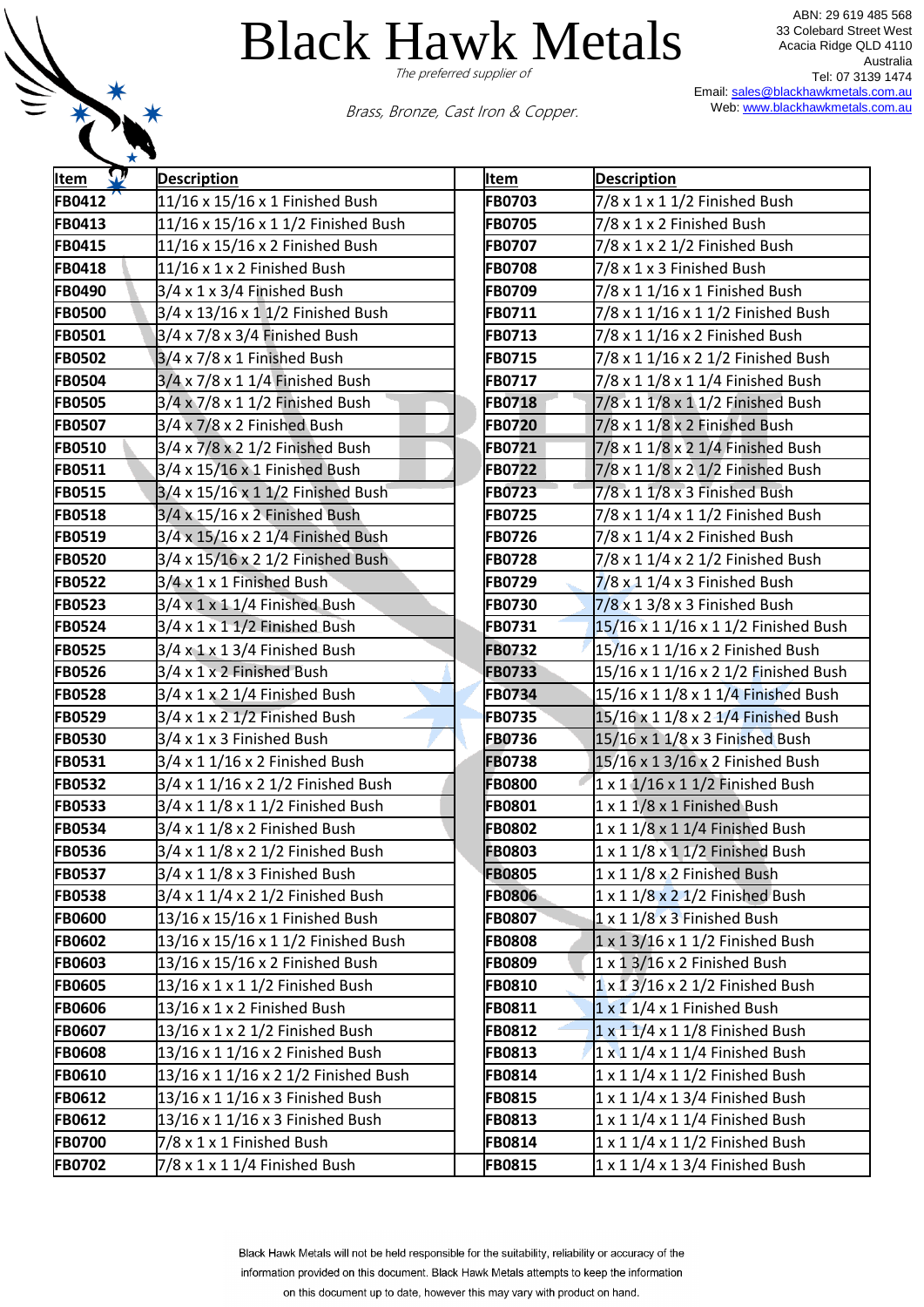# Black Hawk Metals

*The preferred supplier of*

*Brass, Bronze, Cast Iron & Copper.*

ABN: 29 619 485 568
33 Colebard Street West
Acacia Ridge QLD 4110
Australia
Tel: 07 3139 1474
Email: sales@blackhawkmetals.com.au
Web: www.blackhawkmetals.com.au

| Item | Description |
|---|---|
| FB0412 | 11/16 x 15/16 x 1 Finished Bush |
| FB0413 | 11/16 x 15/16 x 1 1/2 Finished Bush |
| FB0415 | 11/16 x 15/16 x 2 Finished Bush |
| FB0418 | 11/16 x 1 x 2 Finished Bush |
| FB0490 | 3/4 x 1 x 3/4 Finished Bush |
| FB0500 | 3/4 x 13/16 x 1 1/2 Finished Bush |
| FB0501 | 3/4 x 7/8 x 3/4 Finished Bush |
| FB0502 | 3/4 x 7/8 x 1 Finished Bush |
| FB0504 | 3/4 x 7/8 x 1 1/4 Finished Bush |
| FB0505 | 3/4 x 7/8 x 1 1/2 Finished Bush |
| FB0507 | 3/4 x 7/8 x 2 Finished Bush |
| FB0510 | 3/4 x 7/8 x 2 1/2 Finished Bush |
| FB0511 | 3/4 x 15/16 x 1 Finished Bush |
| FB0515 | 3/4 x 15/16 x 1 1/2 Finished Bush |
| FB0518 | 3/4 x 15/16 x 2 Finished Bush |
| FB0519 | 3/4 x 15/16 x 2 1/4 Finished Bush |
| FB0520 | 3/4 x 15/16 x 2 1/2 Finished Bush |
| FB0522 | 3/4 x 1 x 1 Finished Bush |
| FB0523 | 3/4 x 1 x 1 1/4 Finished Bush |
| FB0524 | 3/4 x 1 x 1 1/2 Finished Bush |
| FB0525 | 3/4 x 1 x 1 3/4 Finished Bush |
| FB0526 | 3/4 x 1 x 2 Finished Bush |
| FB0528 | 3/4 x 1 x 2 1/4 Finished Bush |
| FB0529 | 3/4 x 1 x 2 1/2 Finished Bush |
| FB0530 | 3/4 x 1 x 3 Finished Bush |
| FB0531 | 3/4 x 1 1/16 x 2 Finished Bush |
| FB0532 | 3/4 x 1 1/16 x 2 1/2 Finished Bush |
| FB0533 | 3/4 x 1 1/8 x 1 1/2 Finished Bush |
| FB0534 | 3/4 x 1 1/8 x 2 Finished Bush |
| FB0536 | 3/4 x 1 1/8 x 2 1/2 Finished Bush |
| FB0537 | 3/4 x 1 1/8 x 3 Finished Bush |
| FB0538 | 3/4 x 1 1/4 x 2 1/2 Finished Bush |
| FB0600 | 13/16 x 15/16 x 1 Finished Bush |
| FB0602 | 13/16 x 15/16 x 1 1/2 Finished Bush |
| FB0603 | 13/16 x 15/16 x 2 Finished Bush |
| FB0605 | 13/16 x 1 x 1 1/2 Finished Bush |
| FB0606 | 13/16 x 1 x 2 Finished Bush |
| FB0607 | 13/16 x 1 x 2 1/2 Finished Bush |
| FB0608 | 13/16 x 1 1/16 x 2 Finished Bush |
| FB0610 | 13/16 x 1 1/16 x 2 1/2 Finished Bush |
| FB0612 | 13/16 x 1 1/16 x 3 Finished Bush |
| FB0612 | 13/16 x 1 1/16 x 3 Finished Bush |
| FB0700 | 7/8 x 1 x 1 Finished Bush |
| FB0702 | 7/8 x 1 x 1 1/4 Finished Bush |
| FB0703 | 7/8 x 1 x 1 1/2 Finished Bush |
| FB0705 | 7/8 x 1 x 2 Finished Bush |
| FB0707 | 7/8 x 1 x 2 1/2 Finished Bush |
| FB0708 | 7/8 x 1 x 3 Finished Bush |
| FB0709 | 7/8 x 1 1/16 x 1 Finished Bush |
| FB0711 | 7/8 x 1 1/16 x 1 1/2 Finished Bush |
| FB0713 | 7/8 x 1 1/16 x 2 Finished Bush |
| FB0715 | 7/8 x 1 1/16 x 2 1/2 Finished Bush |
| FB0717 | 7/8 x 1 1/8 x 1 1/4 Finished Bush |
| FB0718 | 7/8 x 1 1/8 x 1 1/2 Finished Bush |
| FB0720 | 7/8 x 1 1/8 x 2 Finished Bush |
| FB0721 | 7/8 x 1 1/8 x 2 1/4 Finished Bush |
| FB0722 | 7/8 x 1 1/8 x 2 1/2 Finished Bush |
| FB0723 | 7/8 x 1 1/8 x 3 Finished Bush |
| FB0725 | 7/8 x 1 1/4 x 1 1/2 Finished Bush |
| FB0726 | 7/8 x 1 1/4 x 2 Finished Bush |
| FB0728 | 7/8 x 1 1/4 x 2 1/2 Finished Bush |
| FB0729 | 7/8 x 1 1/4 x 3 Finished Bush |
| FB0730 | 7/8 x 1 3/8 x 3 Finished Bush |
| FB0731 | 15/16 x 1 1/16 x 1 1/2 Finished Bush |
| FB0732 | 15/16 x 1 1/16 x 2 Finished Bush |
| FB0733 | 15/16 x 1 1/16 x 2 1/2 Finished Bush |
| FB0734 | 15/16 x 1 1/8 x 1 1/4 Finished Bush |
| FB0735 | 15/16 x 1 1/8 x 2 1/4 Finished Bush |
| FB0736 | 15/16 x 1 1/8 x 3 Finished Bush |
| FB0738 | 15/16 x 1 3/16 x 2 Finished Bush |
| FB0800 | 1 x 1 1/16 x 1 1/2 Finished Bush |
| FB0801 | 1 x 1 1/8 x 1 Finished Bush |
| FB0802 | 1 x 1 1/8 x 1 1/4 Finished Bush |
| FB0803 | 1 x 1 1/8 x 1 1/2 Finished Bush |
| FB0805 | 1 x 1 1/8 x 2 Finished Bush |
| FB0806 | 1 x 1 1/8 x 2 1/2 Finished Bush |
| FB0807 | 1 x 1 1/8 x 3 Finished Bush |
| FB0808 | 1 x 1 3/16 x 1 1/2 Finished Bush |
| FB0809 | 1 x 1 3/16 x 2 Finished Bush |
| FB0810 | 1 x 1 3/16 x 2 1/2 Finished Bush |
| FB0811 | 1 x 1 1/4 x 1 Finished Bush |
| FB0812 | 1 x 1 1/4 x 1 1/8 Finished Bush |
| FB0813 | 1 x 1 1/4 x 1 1/4 Finished Bush |
| FB0814 | 1 x 1 1/4 x 1 1/2 Finished Bush |
| FB0815 | 1 x 1 1/4 x 1 3/4 Finished Bush |
| FB0813 | 1 x 1 1/4 x 1 1/4 Finished Bush |
| FB0814 | 1 x 1 1/4 x 1 1/2 Finished Bush |
| FB0815 | 1 x 1 1/4 x 1 3/4 Finished Bush |

Black Hawk Metals will not be held responsible for the suitability, reliability or accuracy of the information provided on this document. Black Hawk Metals attempts to keep the information on this document up to date, however this may vary with product on hand.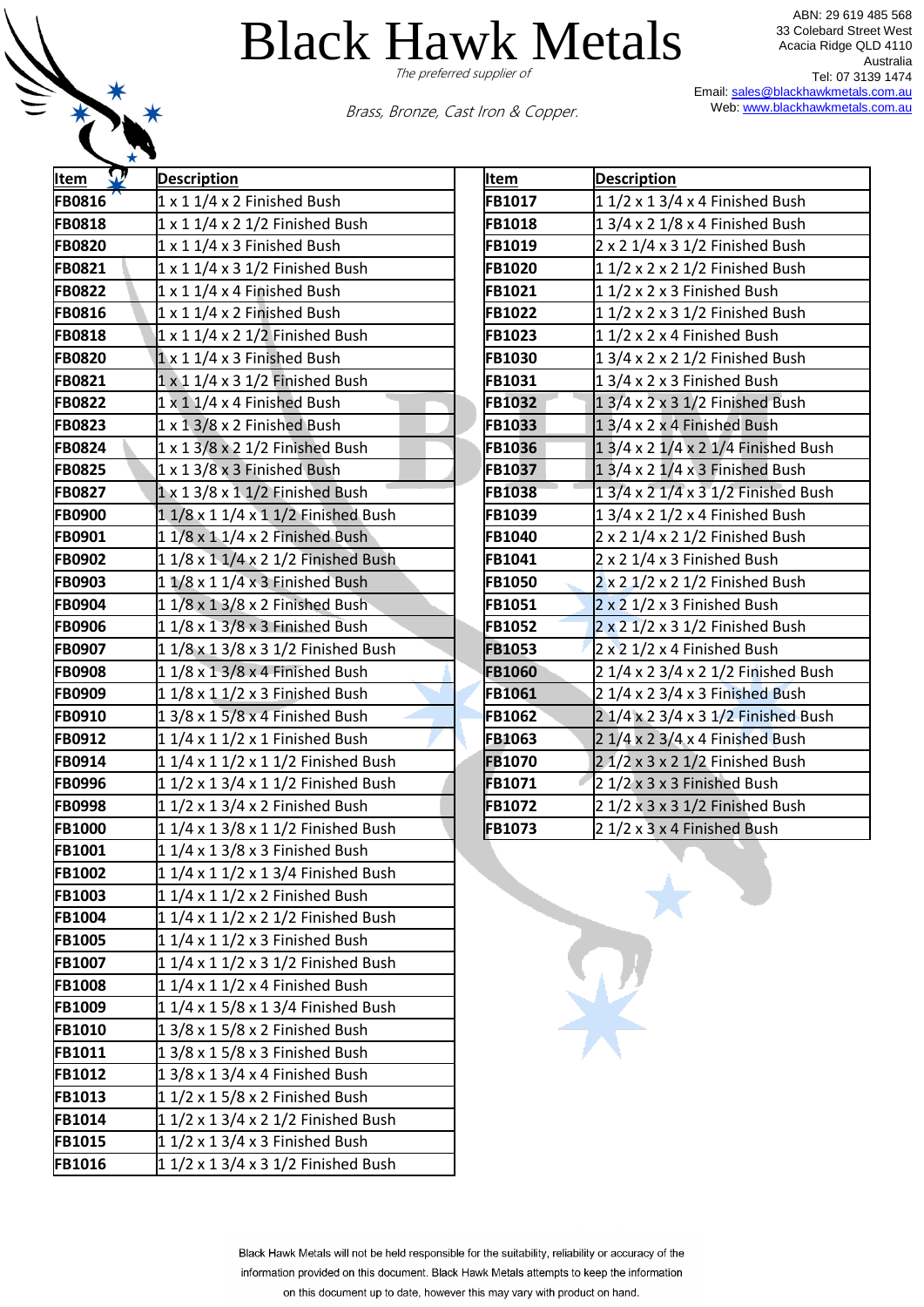# Black Hawk Metals

*The preferred supplier of*

*Brass, Bronze, Cast Iron & Copper.*

ABN: 29 619 485 568
33 Colebard Street West
Acacia Ridge QLD 4110
Australia
Tel: 07 3139 1474
Email: sales@blackhawkmetals.com.au
Web: www.blackhawkmetals.com.au

| Item | Description |
|---|---|
| FB0816 | 1 x 1 1/4 x 2 Finished Bush |
| FB0818 | 1 x 1 1/4 x 2 1/2 Finished Bush |
| FB0820 | 1 x 1 1/4 x 3 Finished Bush |
| FB0821 | 1 x 1 1/4 x 3 1/2 Finished Bush |
| FB0822 | 1 x 1 1/4 x 4 Finished Bush |
| FB0816 | 1 x 1 1/4 x 2 Finished Bush |
| FB0818 | 1 x 1 1/4 x 2 1/2 Finished Bush |
| FB0820 | 1 x 1 1/4 x 3 Finished Bush |
| FB0821 | 1 x 1 1/4 x 3 1/2 Finished Bush |
| FB0822 | 1 x 1 1/4 x 4 Finished Bush |
| FB0823 | 1 x 1 3/8 x 2 Finished Bush |
| FB0824 | 1 x 1 3/8 x 2 1/2 Finished Bush |
| FB0825 | 1 x 1 3/8 x 3 Finished Bush |
| FB0827 | 1 x 1 3/8 x 1 1/2 Finished Bush |
| FB0900 | 1 1/8 x 1 1/4 x 1 1/2 Finished Bush |
| FB0901 | 1 1/8 x 1 1/4 x 2 Finished Bush |
| FB0902 | 1 1/8 x 1 1/4 x 2 1/2 Finished Bush |
| FB0903 | 1 1/8 x 1 1/4 x 3 Finished Bush |
| FB0904 | 1 1/8 x 1 3/8 x 2 Finished Bush |
| FB0906 | 1 1/8 x 1 3/8 x 3 Finished Bush |
| FB0907 | 1 1/8 x 1 3/8 x 3 1/2 Finished Bush |
| FB0908 | 1 1/8 x 1 3/8 x 4 Finished Bush |
| FB0909 | 1 1/8 x 1 1/2 x 3 Finished Bush |
| FB0910 | 1 3/8 x 1 5/8 x 4 Finished Bush |
| FB0912 | 1 1/4 x 1 1/2 x 1 Finished Bush |
| FB0914 | 1 1/4 x 1 1/2 x 1 1/2 Finished Bush |
| FB0996 | 1 1/2 x 1 3/4 x 1 1/2 Finished Bush |
| FB0998 | 1 1/2 x 1 3/4 x 2 Finished Bush |
| FB1000 | 1 1/4 x 1 3/8 x 1 1/2 Finished Bush |
| FB1001 | 1 1/4 x 1 3/8 x 3 Finished Bush |
| FB1002 | 1 1/4 x 1 1/2 x 1 3/4 Finished Bush |
| FB1003 | 1 1/4 x 1 1/2 x 2 Finished Bush |
| FB1004 | 1 1/4 x 1 1/2 x 2 1/2 Finished Bush |
| FB1005 | 1 1/4 x 1 1/2 x 3 Finished Bush |
| FB1007 | 1 1/4 x 1 1/2 x 3 1/2 Finished Bush |
| FB1008 | 1 1/4 x 1 1/2 x 4 Finished Bush |
| FB1009 | 1 1/4 x 1 5/8 x 1 3/4 Finished Bush |
| FB1010 | 1 3/8 x 1 5/8 x 2 Finished Bush |
| FB1011 | 1 3/8 x 1 5/8 x 3 Finished Bush |
| FB1012 | 1 3/8 x 1 3/4 x 4 Finished Bush |
| FB1013 | 1 1/2 x 1 5/8 x 2 Finished Bush |
| FB1014 | 1 1/2 x 1 3/4 x 2 1/2 Finished Bush |
| FB1015 | 1 1/2 x 1 3/4 x 3 Finished Bush |
| FB1016 | 1 1/2 x 1 3/4 x 3 1/2 Finished Bush |
| FB1017 | 1 1/2 x 1 3/4 x 4 Finished Bush |
| FB1018 | 1 3/4 x 2 1/8 x 4 Finished Bush |
| FB1019 | 2 x 2 1/4 x 3 1/2 Finished Bush |
| FB1020 | 1 1/2 x 2 x 2 1/2 Finished Bush |
| FB1021 | 1 1/2 x 2 x 3 Finished Bush |
| FB1022 | 1 1/2 x 2 x 3 1/2 Finished Bush |
| FB1023 | 1 1/2 x 2 x 4 Finished Bush |
| FB1030 | 1 3/4 x 2 x 2 1/2 Finished Bush |
| FB1031 | 1 3/4 x 2 x 3 Finished Bush |
| FB1032 | 1 3/4 x 2 x 3 1/2 Finished Bush |
| FB1033 | 1 3/4 x 2 x 4 Finished Bush |
| FB1036 | 1 3/4 x 2 1/4 x 2 1/4 Finished Bush |
| FB1037 | 1 3/4 x 2 1/4 x 3 Finished Bush |
| FB1038 | 1 3/4 x 2 1/4 x 3 1/2 Finished Bush |
| FB1039 | 1 3/4 x 2 1/2 x 4 Finished Bush |
| FB1040 | 2 x 2 1/4 x 2 1/2 Finished Bush |
| FB1041 | 2 x 2 1/4 x 3 Finished Bush |
| FB1050 | 2 x 2 1/2 x 2 1/2 Finished Bush |
| FB1051 | 2 x 2 1/2 x 3 Finished Bush |
| FB1052 | 2 x 2 1/2 x 3 1/2 Finished Bush |
| FB1053 | 2 x 2 1/2 x 4 Finished Bush |
| FB1060 | 2 1/4 x 2 3/4 x 2 1/2 Finished Bush |
| FB1061 | 2 1/4 x 2 3/4 x 3 Finished Bush |
| FB1062 | 2 1/4 x 2 3/4 x 3 1/2 Finished Bush |
| FB1063 | 2 1/4 x 2 3/4 x 4 Finished Bush |
| FB1070 | 2 1/2 x 3 x 2 1/2 Finished Bush |
| FB1071 | 2 1/2 x 3 x 3 Finished Bush |
| FB1072 | 2 1/2 x 3 x 3 1/2 Finished Bush |
| FB1073 | 2 1/2 x 3 x 4 Finished Bush |

Black Hawk Metals will not be held responsible for the suitability, reliability or accuracy of the information provided on this document. Black Hawk Metals attempts to keep the information on this document up to date, however this may vary with product on hand.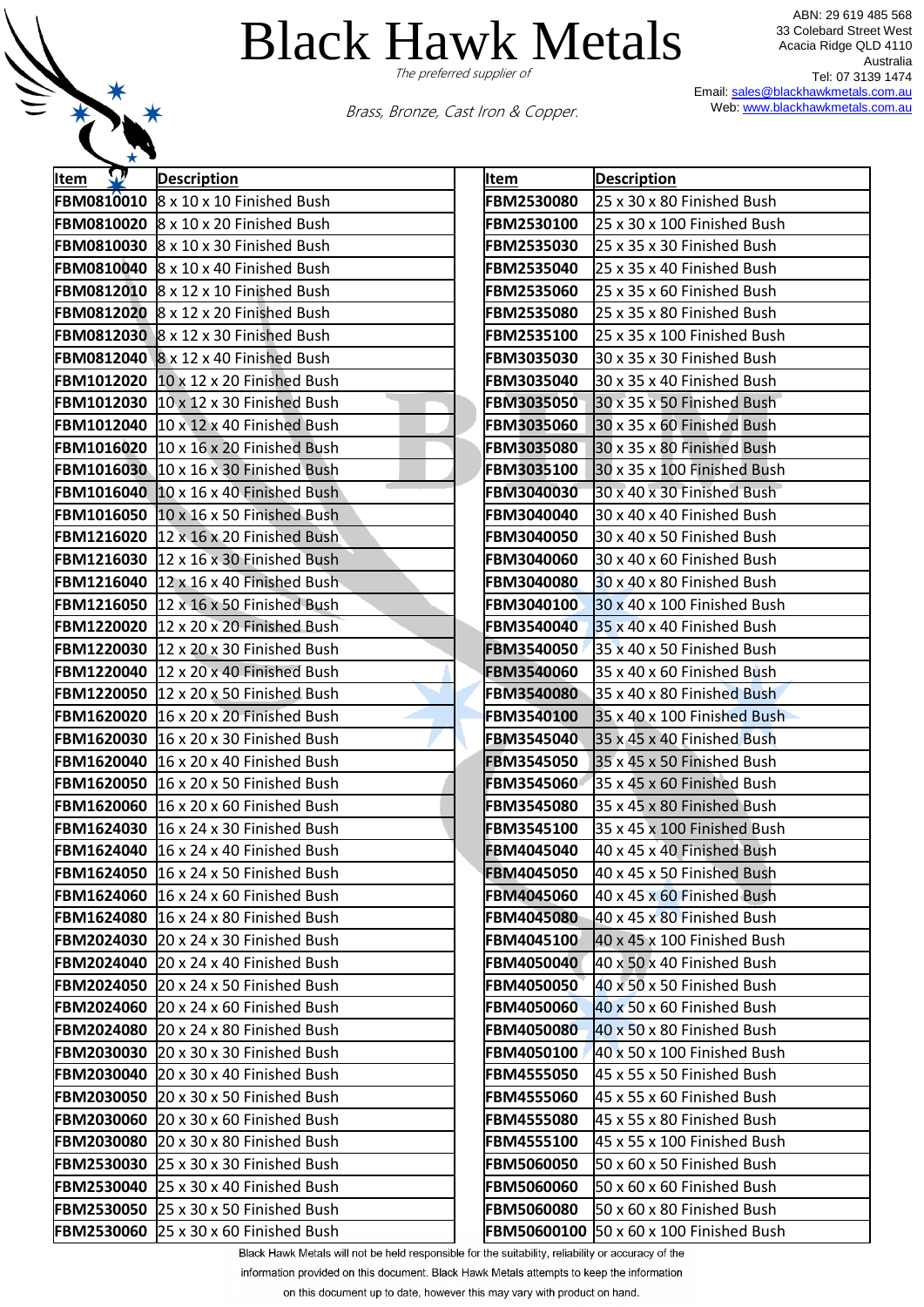# Black Hawk Metals

*The preferred supplier of*

*Brass, Bronze, Cast Iron & Copper.*

ABN: 29 619 485 568
33 Colebard Street West
Acacia Ridge QLD 4110
Australia
Tel: 07 3139 1474
Email: sales@blackhawkmetals.com.au
Web: www.blackhawkmetals.com.au

| Item | Description |
|---|---|
| FBM0810010 | 8 x 10 x 10 Finished Bush |
| FBM0810020 | 8 x 10 x 20 Finished Bush |
| FBM0810030 | 8 x 10 x 30 Finished Bush |
| FBM0810040 | 8 x 10 x 40 Finished Bush |
| FBM0812010 | 8 x 12 x 10 Finished Bush |
| FBM0812020 | 8 x 12 x 20 Finished Bush |
| FBM0812030 | 8 x 12 x 30 Finished Bush |
| FBM0812040 | 8 x 12 x 40 Finished Bush |
| FBM1012020 | 10 x 12 x 20 Finished Bush |
| FBM1012030 | 10 x 12 x 30 Finished Bush |
| FBM1012040 | 10 x 12 x 40 Finished Bush |
| FBM1016020 | 10 x 16 x 20 Finished Bush |
| FBM1016030 | 10 x 16 x 30 Finished Bush |
| FBM1016040 | 10 x 16 x 40 Finished Bush |
| FBM1016050 | 10 x 16 x 50 Finished Bush |
| FBM1216020 | 12 x 16 x 20 Finished Bush |
| FBM1216030 | 12 x 16 x 30 Finished Bush |
| FBM1216040 | 12 x 16 x 40 Finished Bush |
| FBM1216050 | 12 x 16 x 50 Finished Bush |
| FBM1220020 | 12 x 20 x 20 Finished Bush |
| FBM1220030 | 12 x 20 x 30 Finished Bush |
| FBM1220040 | 12 x 20 x 40 Finished Bush |
| FBM1220050 | 12 x 20 x 50 Finished Bush |
| FBM1620020 | 16 x 20 x 20 Finished Bush |
| FBM1620030 | 16 x 20 x 30 Finished Bush |
| FBM1620040 | 16 x 20 x 40 Finished Bush |
| FBM1620050 | 16 x 20 x 50 Finished Bush |
| FBM1620060 | 16 x 20 x 60 Finished Bush |
| FBM1624030 | 16 x 24 x 30 Finished Bush |
| FBM1624040 | 16 x 24 x 40 Finished Bush |
| FBM1624050 | 16 x 24 x 50 Finished Bush |
| FBM1624060 | 16 x 24 x 60 Finished Bush |
| FBM1624080 | 16 x 24 x 80 Finished Bush |
| FBM2024030 | 20 x 24 x 30 Finished Bush |
| FBM2024040 | 20 x 24 x 40 Finished Bush |
| FBM2024050 | 20 x 24 x 50 Finished Bush |
| FBM2024060 | 20 x 24 x 60 Finished Bush |
| FBM2024080 | 20 x 24 x 80 Finished Bush |
| FBM2030030 | 20 x 30 x 30 Finished Bush |
| FBM2030040 | 20 x 30 x 40 Finished Bush |
| FBM2030050 | 20 x 30 x 50 Finished Bush |
| FBM2030060 | 20 x 30 x 60 Finished Bush |
| FBM2030080 | 20 x 30 x 80 Finished Bush |
| FBM2530030 | 25 x 30 x 30 Finished Bush |
| FBM2530040 | 25 x 30 x 40 Finished Bush |
| FBM2530050 | 25 x 30 x 50 Finished Bush |
| FBM2530060 | 25 x 30 x 60 Finished Bush |
| FBM2530080 | 25 x 30 x 80 Finished Bush |
| FBM2530100 | 25 x 30 x 100 Finished Bush |
| FBM2535030 | 25 x 35 x 30 Finished Bush |
| FBM2535040 | 25 x 35 x 40 Finished Bush |
| FBM2535060 | 25 x 35 x 60 Finished Bush |
| FBM2535080 | 25 x 35 x 80 Finished Bush |
| FBM2535100 | 25 x 35 x 100 Finished Bush |
| FBM3035030 | 30 x 35 x 30 Finished Bush |
| FBM3035040 | 30 x 35 x 40 Finished Bush |
| FBM3035050 | 30 x 35 x 50 Finished Bush |
| FBM3035060 | 30 x 35 x 60 Finished Bush |
| FBM3035080 | 30 x 35 x 80 Finished Bush |
| FBM3035100 | 30 x 35 x 100 Finished Bush |
| FBM3040030 | 30 x 40 x 30 Finished Bush |
| FBM3040040 | 30 x 40 x 40 Finished Bush |
| FBM3040050 | 30 x 40 x 50 Finished Bush |
| FBM3040060 | 30 x 40 x 60 Finished Bush |
| FBM3040080 | 30 x 40 x 80 Finished Bush |
| FBM3040100 | 30 x 40 x 100 Finished Bush |
| FBM3540040 | 35 x 40 x 40 Finished Bush |
| FBM3540050 | 35 x 40 x 50 Finished Bush |
| FBM3540060 | 35 x 40 x 60 Finished Bush |
| FBM3540080 | 35 x 40 x 80 Finished Bush |
| FBM3540100 | 35 x 40 x 100 Finished Bush |
| FBM3545040 | 35 x 45 x 40 Finished Bush |
| FBM3545050 | 35 x 45 x 50 Finished Bush |
| FBM3545060 | 35 x 45 x 60 Finished Bush |
| FBM3545080 | 35 x 45 x 80 Finished Bush |
| FBM3545100 | 35 x 45 x 100 Finished Bush |
| FBM4045040 | 40 x 45 x 40 Finished Bush |
| FBM4045050 | 40 x 45 x 50 Finished Bush |
| FBM4045060 | 40 x 45 x 60 Finished Bush |
| FBM4045080 | 40 x 45 x 80 Finished Bush |
| FBM4045100 | 40 x 45 x 100 Finished Bush |
| FBM4050040 | 40 x 50 x 40 Finished Bush |
| FBM4050050 | 40 x 50 x 50 Finished Bush |
| FBM4050060 | 40 x 50 x 60 Finished Bush |
| FBM4050080 | 40 x 50 x 80 Finished Bush |
| FBM4050100 | 40 x 50 x 100 Finished Bush |
| FBM4555050 | 45 x 55 x 50 Finished Bush |
| FBM4555060 | 45 x 55 x 60 Finished Bush |
| FBM4555080 | 45 x 55 x 80 Finished Bush |
| FBM4555100 | 45 x 55 x 100 Finished Bush |
| FBM5060050 | 50 x 60 x 50 Finished Bush |
| FBM5060060 | 50 x 60 x 60 Finished Bush |
| FBM5060080 | 50 x 60 x 80 Finished Bush |
| FBM50600100 | 50 x 60 x 100 Finished Bush |

Black Hawk Metals will not be held responsible for the suitability, reliability or accuracy of the information provided on this document. Black Hawk Metals attempts to keep the information on this document up to date, however this may vary with product on hand.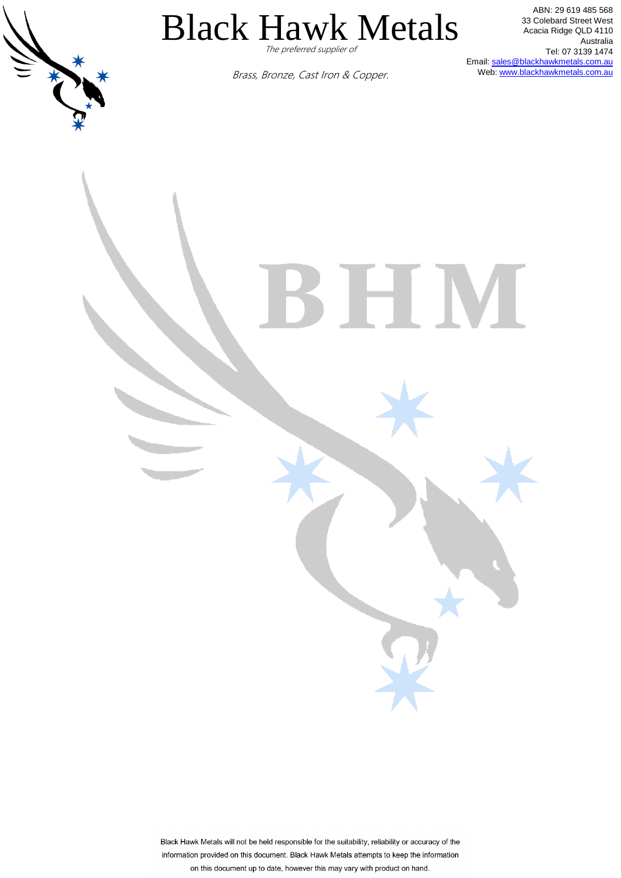# Black Hawk Metals

*The preferred supplier of*

*Brass, Bronze, Cast Iron & Copper.*

ABN: 29 619 485 568
33 Colebard Street West
Acacia Ridge QLD 4110
Australia
Tel: 07 3139 1474
Email: sales@blackhawkmetals.com.au
Web: www.blackhawkmetals.com.au

BHM

Black Hawk Metals will not be held responsible for the suitability, reliability or accuracy of the information provided on this document. Black Hawk Metals attempts to keep the information on this document up to date, however this may vary with product on hand.